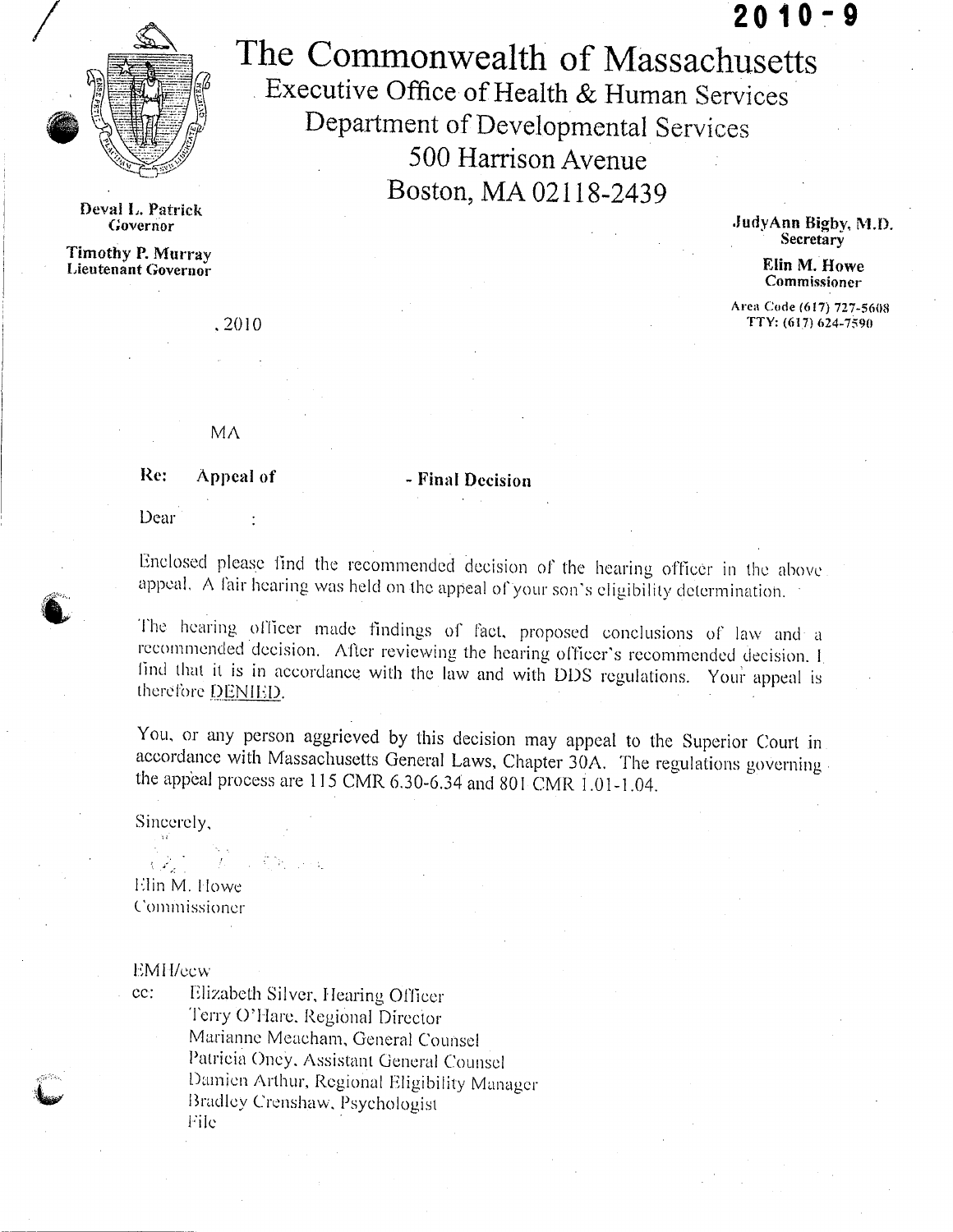2010-9

# The Commonwealth of Massachusetts

Executive Office of Health & Human Services
Department of Developmental Services
500 Harrison Avenue
Boston, MA 02118-2439

**Deval L. Patrick**
Governor

**Timothy P. Murray**
Lieutenant Governor

**JudyAnn Bigby, M.D.**
Secretary

**Elin M. Howe**
Commissioner

Area Code (617) 727-5608
TTY: (617) 624-7590

, 2010

MA

**Re:** Appeal of **- Final Decision**

Dear :

Enclosed please find the recommended decision of the hearing officer in the above appeal. A fair hearing was held on the appeal of your son's eligibility determination.

The hearing officer made findings of fact, proposed conclusions of law and a recommended decision. After reviewing the hearing officer's recommended decision, I find that it is in accordance with the law and with DDS regulations. Your appeal is therefore DENIED.

You, or any person aggrieved by this decision may appeal to the Superior Court in accordance with Massachusetts General Laws, Chapter 30A. The regulations governing the appeal process are 115 CMR 6.30-6.34 and 801 CMR 1.01-1.04.

Sincerely,

Elin M. Howe
Commissioner

EMH/ecw

cc: Elizabeth Silver, Hearing Officer
Terry O'Hare, Regional Director
Marianne Meacham, General Counsel
Patricia Oney, Assistant General Counsel
Damien Arthur, Regional Eligibility Manager
Bradley Crenshaw, Psychologist
File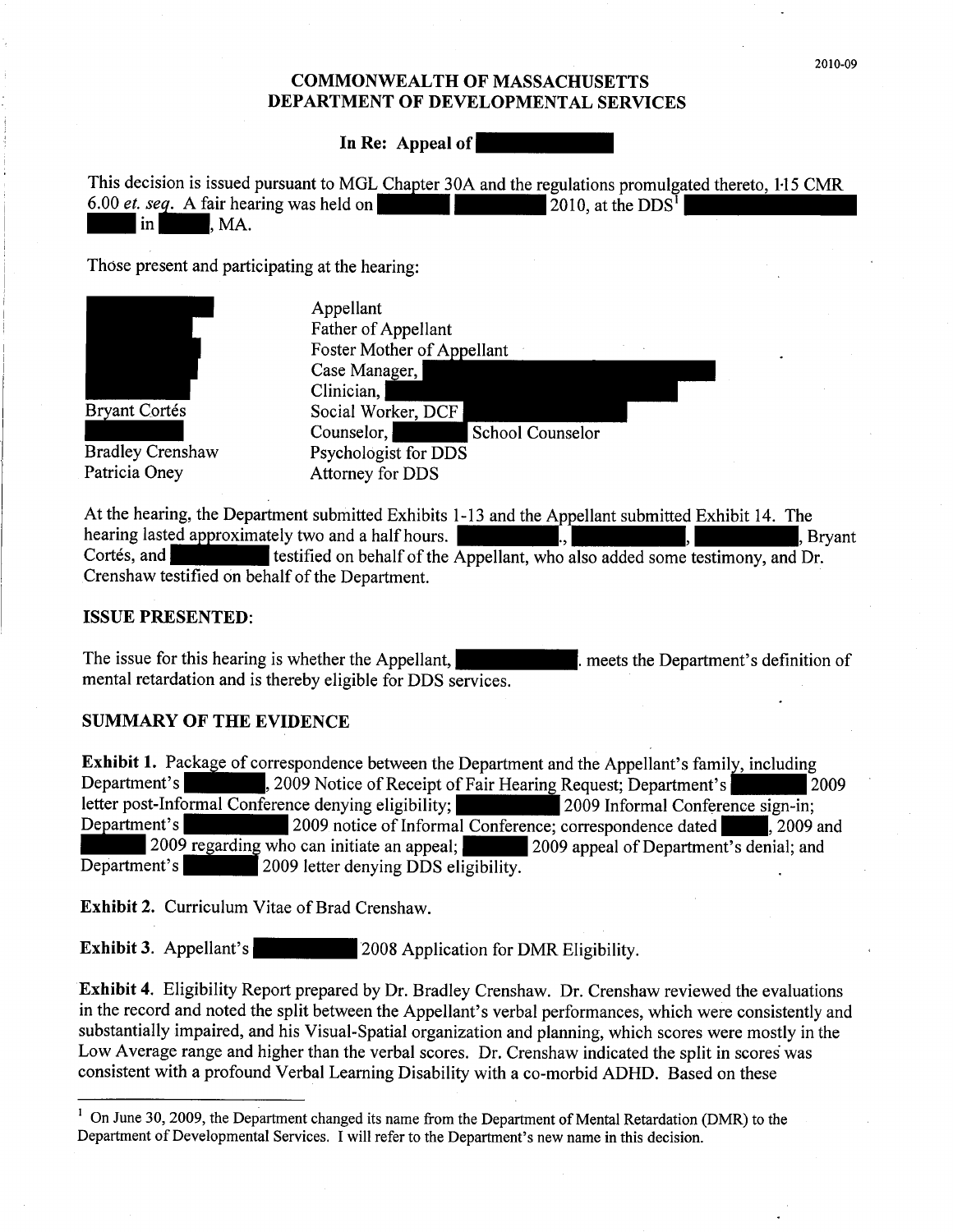2010-09

# COMMONWEALTH OF MASSACHUSETTS
# DEPARTMENT OF DEVELOPMENTAL SERVICES

**In Re: Appeal of [REDACTED]**

This decision is issued pursuant to MGL Chapter 30A and the regulations promulgated thereto, 115 CMR 6.00 *et. seq*. A fair hearing was held on [REDACTED] [REDACTED] 2010, at the DDS[1] [REDACTED] [REDACTED] in [REDACTED], MA.

Those present and participating at the hearing:

| | |
|---|---|
| [REDACTED] | Appellant |
| [REDACTED] | Father of Appellant |
| [REDACTED] | Foster Mother of Appellant |
| [REDACTED] | Case Manager, [REDACTED] |
| [REDACTED] | Clinician, [REDACTED] |
| Bryant Cortés | Social Worker, DCF [REDACTED] |
| [REDACTED] | Counselor, [REDACTED] School Counselor |
| Bradley Crenshaw | Psychologist for DDS |
| Patricia Oney | Attorney for DDS |

At the hearing, the Department submitted Exhibits 1-13 and the Appellant submitted Exhibit 14. The hearing lasted approximately two and a half hours. [REDACTED]., [REDACTED], [REDACTED], Bryant Cortés, and [REDACTED] testified on behalf of the Appellant, who also added some testimony, and Dr. Crenshaw testified on behalf of the Department.

## ISSUE PRESENTED:

The issue for this hearing is whether the Appellant, [REDACTED]. meets the Department's definition of mental retardation and is thereby eligible for DDS services.

## SUMMARY OF THE EVIDENCE

**Exhibit 1.** Package of correspondence between the Department and the Appellant's family, including Department's [REDACTED], 2009 Notice of Receipt of Fair Hearing Request; Department's [REDACTED] 2009 letter post-Informal Conference denying eligibility; [REDACTED] 2009 Informal Conference sign-in; Department's [REDACTED] 2009 notice of Informal Conference; correspondence dated [REDACTED], 2009 and [REDACTED] 2009 regarding who can initiate an appeal; [REDACTED] 2009 appeal of Department's denial; and Department's [REDACTED] 2009 letter denying DDS eligibility.

**Exhibit 2.** Curriculum Vitae of Brad Crenshaw.

**Exhibit 3.** Appellant's [REDACTED] 2008 Application for DMR Eligibility.

**Exhibit 4.** Eligibility Report prepared by Dr. Bradley Crenshaw. Dr. Crenshaw reviewed the evaluations in the record and noted the split between the Appellant's verbal performances, which were consistently and substantially impaired, and his Visual-Spatial organization and planning, which scores were mostly in the Low Average range and higher than the verbal scores. Dr. Crenshaw indicated the split in scores was consistent with a profound Verbal Learning Disability with a co-morbid ADHD. Based on these

[1] On June 30, 2009, the Department changed its name from the Department of Mental Retardation (DMR) to the Department of Developmental Services. I will refer to the Department's new name in this decision.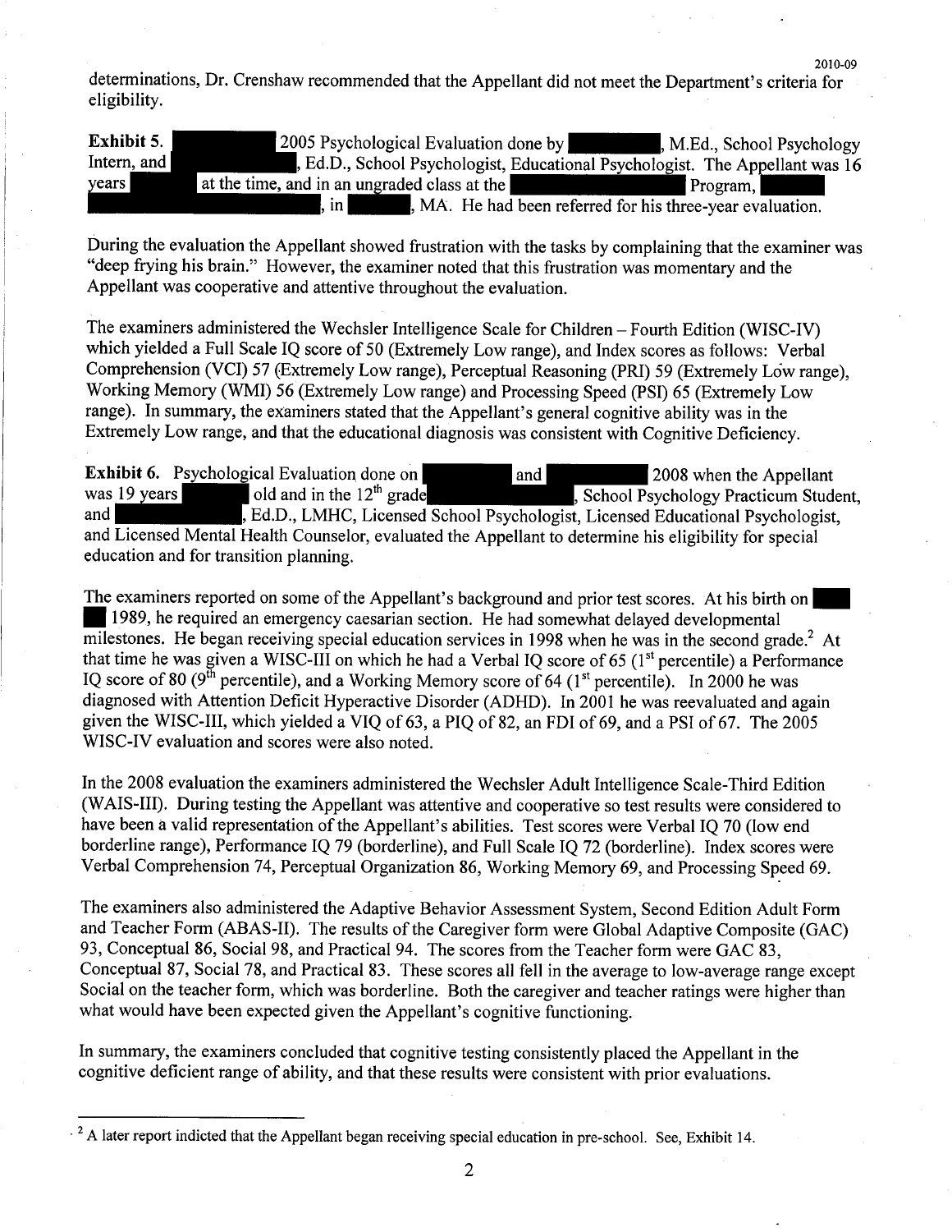determinations, Dr. Crenshaw recommended that the Appellant did not meet the Department's criteria for eligibility.

**Exhibit 5.** 2005 Psychological Evaluation done by , M.Ed., School Psychology Intern, and , Ed.D., School Psychologist, Educational Psychologist. The Appellant was 16 years at the time, and in an ungraded class at the Program, , in , MA. He had been referred for his three-year evaluation.

During the evaluation the Appellant showed frustration with the tasks by complaining that the examiner was "deep frying his brain." However, the examiner noted that this frustration was momentary and the Appellant was cooperative and attentive throughout the evaluation.

The examiners administered the Wechsler Intelligence Scale for Children – Fourth Edition (WISC-IV) which yielded a Full Scale IQ score of 50 (Extremely Low range), and Index scores as follows: Verbal Comprehension (VCI) 57 (Extremely Low range), Perceptual Reasoning (PRI) 59 (Extremely Low range), Working Memory (WMI) 56 (Extremely Low range) and Processing Speed (PSI) 65 (Extremely Low range). In summary, the examiners stated that the Appellant's general cognitive ability was in the Extremely Low range, and that the educational diagnosis was consistent with Cognitive Deficiency.

**Exhibit 6.** Psychological Evaluation done on and 2008 when the Appellant was 19 years old and in the 12th grade , School Psychology Practicum Student, and , Ed.D., LMHC, Licensed School Psychologist, Licensed Educational Psychologist, and Licensed Mental Health Counselor, evaluated the Appellant to determine his eligibility for special education and for transition planning.

The examiners reported on some of the Appellant's background and prior test scores. At his birth on 1989, he required an emergency caesarian section. He had somewhat delayed developmental milestones. He began receiving special education services in 1998 when he was in the second grade.[2] At that time he was given a WISC-III on which he had a Verbal IQ score of 65 (1st percentile) a Performance IQ score of 80 (9th percentile), and a Working Memory score of 64 (1st percentile). In 2000 he was diagnosed with Attention Deficit Hyperactive Disorder (ADHD). In 2001 he was reevaluated and again given the WISC-III, which yielded a VIQ of 63, a PIQ of 82, an FDI of 69, and a PSI of 67. The 2005 WISC-IV evaluation and scores were also noted.

In the 2008 evaluation the examiners administered the Wechsler Adult Intelligence Scale-Third Edition (WAIS-III). During testing the Appellant was attentive and cooperative so test results were considered to have been a valid representation of the Appellant's abilities. Test scores were Verbal IQ 70 (low end borderline range), Performance IQ 79 (borderline), and Full Scale IQ 72 (borderline). Index scores were Verbal Comprehension 74, Perceptual Organization 86, Working Memory 69, and Processing Speed 69.

The examiners also administered the Adaptive Behavior Assessment System, Second Edition Adult Form and Teacher Form (ABAS-II). The results of the Caregiver form were Global Adaptive Composite (GAC) 93, Conceptual 86, Social 98, and Practical 94. The scores from the Teacher form were GAC 83, Conceptual 87, Social 78, and Practical 83. These scores all fell in the average to low-average range except Social on the teacher form, which was borderline. Both the caregiver and teacher ratings were higher than what would have been expected given the Appellant's cognitive functioning.

In summary, the examiners concluded that cognitive testing consistently placed the Appellant in the cognitive deficient range of ability, and that these results were consistent with prior evaluations.

[2] A later report indicted that the Appellant began receiving special education in pre-school. See, Exhibit 14.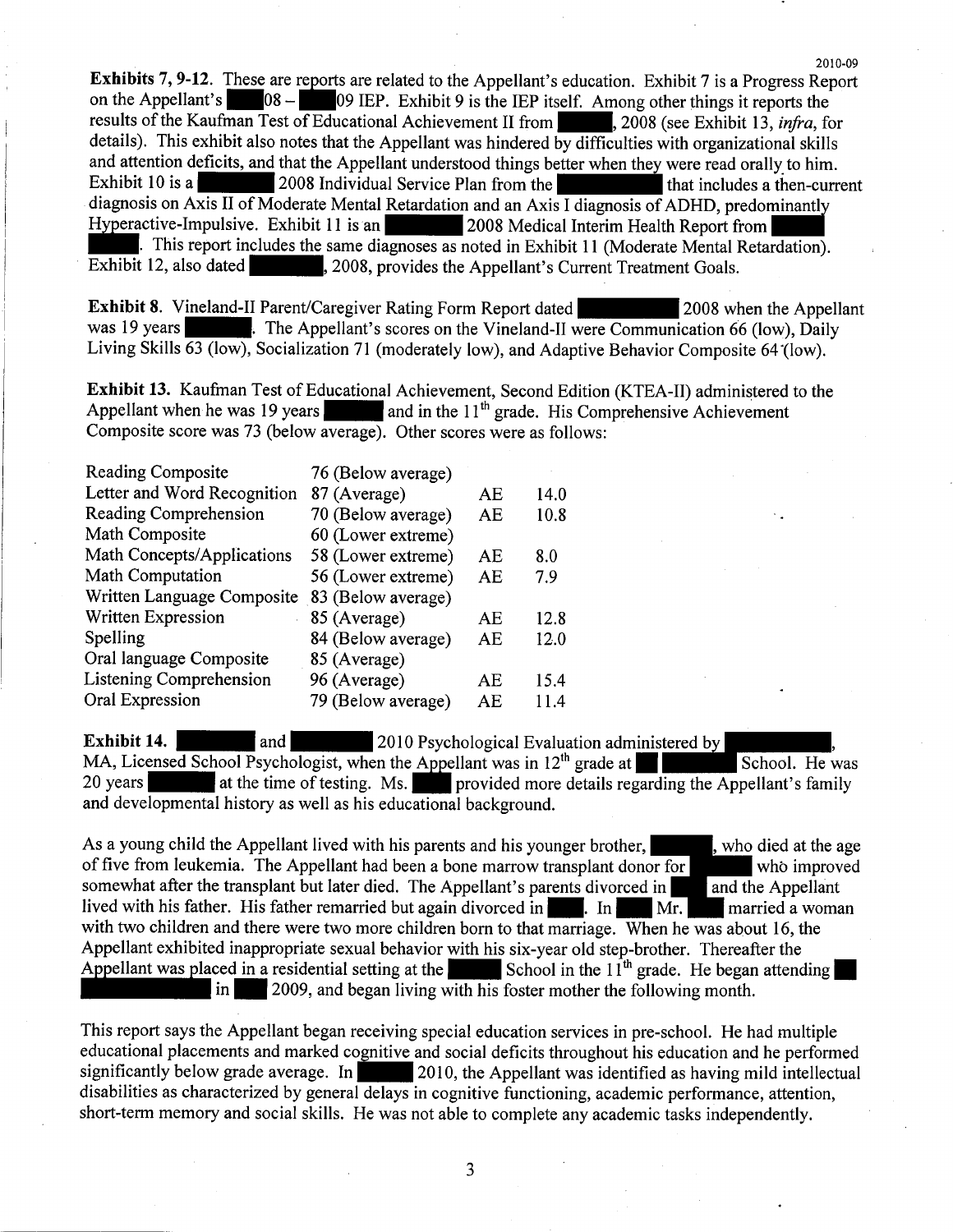**Exhibits 7, 9-12.** These are reports are related to the Appellant's education. Exhibit 7 is a Progress Report on the Appellant's 08 – 09 IEP. Exhibit 9 is the IEP itself. Among other things it reports the results of the Kaufman Test of Educational Achievement II from , 2008 (see Exhibit 13, *infra*, for details). This exhibit also notes that the Appellant was hindered by difficulties with organizational skills and attention deficits, and that the Appellant understood things better when they were read orally to him. Exhibit 10 is a 2008 Individual Service Plan from the that includes a then-current diagnosis on Axis II of Moderate Mental Retardation and an Axis I diagnosis of ADHD, predominantly Hyperactive-Impulsive. Exhibit 11 is an 2008 Medical Interim Health Report from . This report includes the same diagnoses as noted in Exhibit 11 (Moderate Mental Retardation). Exhibit 12, also dated , 2008, provides the Appellant's Current Treatment Goals.

**Exhibit 8.** Vineland-II Parent/Caregiver Rating Form Report dated 2008 when the Appellant was 19 years . The Appellant's scores on the Vineland-II were Communication 66 (low), Daily Living Skills 63 (low), Socialization 71 (moderately low), and Adaptive Behavior Composite 64 (low).

**Exhibit 13.** Kaufman Test of Educational Achievement, Second Edition (KTEA-II) administered to the Appellant when he was 19 years and in the 11th grade. His Comprehensive Achievement Composite score was 73 (below average). Other scores were as follows:

| | | | |
|---|---|---|---|
| Reading Composite | 76 (Below average) | | |
| Letter and Word Recognition | 87 (Average) | AE | 14.0 |
| Reading Comprehension | 70 (Below average) | AE | 10.8 |
| Math Composite | 60 (Lower extreme) | | |
| Math Concepts/Applications | 58 (Lower extreme) | AE | 8.0 |
| Math Computation | 56 (Lower extreme) | AE | 7.9 |
| Written Language Composite | 83 (Below average) | | |
| Written Expression | 85 (Average) | AE | 12.8 |
| Spelling | 84 (Below average) | AE | 12.0 |
| Oral language Composite | 85 (Average) | | |
| Listening Comprehension | 96 (Average) | AE | 15.4 |
| Oral Expression | 79 (Below average) | AE | 11.4 |

**Exhibit 14.** and 2010 Psychological Evaluation administered by , MA, Licensed School Psychologist, when the Appellant was in 12th grade at School. He was 20 years at the time of testing. Ms. provided more details regarding the Appellant's family and developmental history as well as his educational background.

As a young child the Appellant lived with his parents and his younger brother, , who died at the age of five from leukemia. The Appellant had been a bone marrow transplant donor for who improved somewhat after the transplant but later died. The Appellant's parents divorced in and the Appellant lived with his father. His father remarried but again divorced in . In Mr. married a woman with two children and there were two more children born to that marriage. When he was about 16, the Appellant exhibited inappropriate sexual behavior with his six-year old step-brother. Thereafter the Appellant was placed in a residential setting at the School in the 11th grade. He began attending in 2009, and began living with his foster mother the following month.

This report says the Appellant began receiving special education services in pre-school. He had multiple educational placements and marked cognitive and social deficits throughout his education and he performed significantly below grade average. In 2010, the Appellant was identified as having mild intellectual disabilities as characterized by general delays in cognitive functioning, academic performance, attention, short-term memory and social skills. He was not able to complete any academic tasks independently.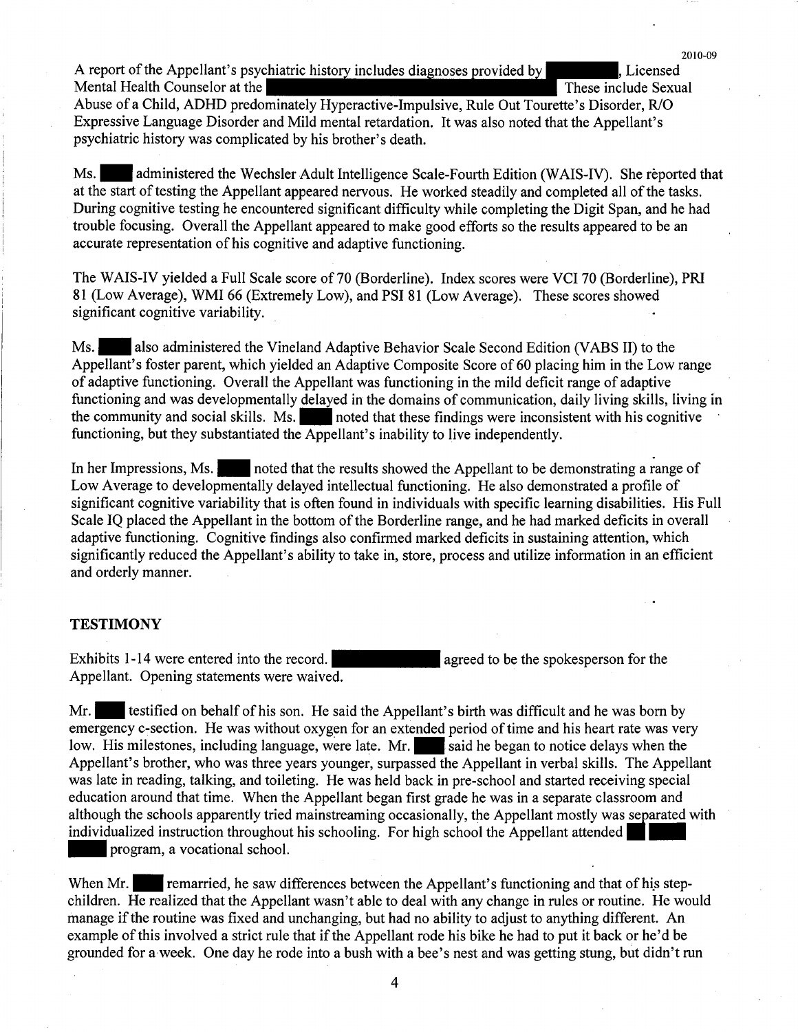A report of the Appellant's psychiatric history includes diagnoses provided by , Licensed Mental Health Counselor at the These include Sexual Abuse of a Child, ADHD predominately Hyperactive-Impulsive, Rule Out Tourette's Disorder, R/O Expressive Language Disorder and Mild mental retardation. It was also noted that the Appellant's psychiatric history was complicated by his brother's death.

Ms. administered the Wechsler Adult Intelligence Scale-Fourth Edition (WAIS-IV). She reported that at the start of testing the Appellant appeared nervous. He worked steadily and completed all of the tasks. During cognitive testing he encountered significant difficulty while completing the Digit Span, and he had trouble focusing. Overall the Appellant appeared to make good efforts so the results appeared to be an accurate representation of his cognitive and adaptive functioning.

The WAIS-IV yielded a Full Scale score of 70 (Borderline). Index scores were VCI 70 (Borderline), PRI 81 (Low Average), WMI 66 (Extremely Low), and PSI 81 (Low Average). These scores showed significant cognitive variability.

Ms. also administered the Vineland Adaptive Behavior Scale Second Edition (VABS II) to the Appellant's foster parent, which yielded an Adaptive Composite Score of 60 placing him in the Low range of adaptive functioning. Overall the Appellant was functioning in the mild deficit range of adaptive functioning and was developmentally delayed in the domains of communication, daily living skills, living in the community and social skills. Ms. noted that these findings were inconsistent with his cognitive functioning, but they substantiated the Appellant's inability to live independently.

In her Impressions, Ms. noted that the results showed the Appellant to be demonstrating a range of Low Average to developmentally delayed intellectual functioning. He also demonstrated a profile of significant cognitive variability that is often found in individuals with specific learning disabilities. His Full Scale IQ placed the Appellant in the bottom of the Borderline range, and he had marked deficits in overall adaptive functioning. Cognitive findings also confirmed marked deficits in sustaining attention, which significantly reduced the Appellant's ability to take in, store, process and utilize information in an efficient and orderly manner.

## TESTIMONY

Exhibits 1-14 were entered into the record. agreed to be the spokesperson for the Appellant. Opening statements were waived.

Mr. testified on behalf of his son. He said the Appellant's birth was difficult and he was born by emergency c-section. He was without oxygen for an extended period of time and his heart rate was very low. His milestones, including language, were late. Mr. said he began to notice delays when the Appellant's brother, who was three years younger, surpassed the Appellant in verbal skills. The Appellant was late in reading, talking, and toileting. He was held back in pre-school and started receiving special education around that time. When the Appellant began first grade he was in a separate classroom and although the schools apparently tried mainstreaming occasionally, the Appellant mostly was separated with individualized instruction throughout his schooling. For high school the Appellant attended program, a vocational school.

When Mr. remarried, he saw differences between the Appellant's functioning and that of his step-children. He realized that the Appellant wasn't able to deal with any change in rules or routine. He would manage if the routine was fixed and unchanging, but had no ability to adjust to anything different. An example of this involved a strict rule that if the Appellant rode his bike he had to put it back or he'd be grounded for a week. One day he rode into a bush with a bee's nest and was getting stung, but didn't run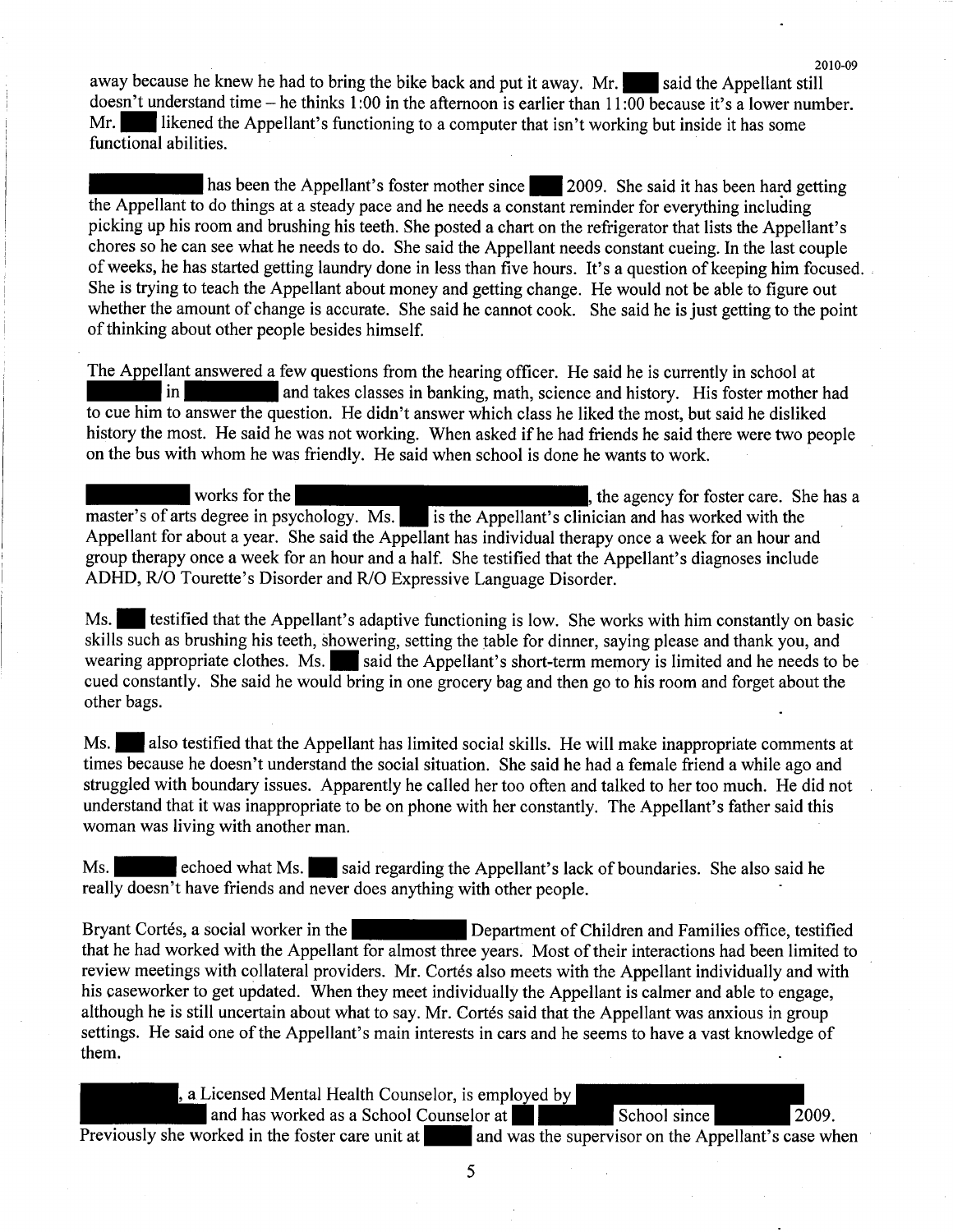away because he knew he had to bring the bike back and put it away. Mr. ▇▇▇ said the Appellant still doesn't understand time – he thinks 1:00 in the afternoon is earlier than 11:00 because it's a lower number. Mr. ▇▇▇ likened the Appellant's functioning to a computer that isn't working but inside it has some functional abilities.

▇▇▇▇▇▇▇▇ has been the Appellant's foster mother since ▇▇▇ 2009. She said it has been hard getting the Appellant to do things at a steady pace and he needs a constant reminder for everything including picking up his room and brushing his teeth. She posted a chart on the refrigerator that lists the Appellant's chores so he can see what he needs to do. She said the Appellant needs constant cueing. In the last couple of weeks, he has started getting laundry done in less than five hours. It's a question of keeping him focused. She is trying to teach the Appellant about money and getting change. He would not be able to figure out whether the amount of change is accurate. She said he cannot cook. She said he is just getting to the point of thinking about other people besides himself.

The Appellant answered a few questions from the hearing officer. He said he is currently in school at ▇▇▇▇▇▇▇ in ▇▇▇▇▇▇▇ and takes classes in banking, math, science and history. His foster mother had to cue him to answer the question. He didn't answer which class he liked the most, but said he disliked history the most. He said he was not working. When asked if he had friends he said there were two people on the bus with whom he was friendly. He said when school is done he wants to work.

▇▇▇▇▇▇▇▇ works for the ▇▇▇▇▇▇▇▇▇▇▇▇▇▇▇▇▇▇, the agency for foster care. She has a master's of arts degree in psychology. Ms. ▇▇▇ is the Appellant's clinician and has worked with the Appellant for about a year. She said the Appellant has individual therapy once a week for an hour and group therapy once a week for an hour and a half. She testified that the Appellant's diagnoses include ADHD, R/O Tourette's Disorder and R/O Expressive Language Disorder.

Ms. ▇▇▇ testified that the Appellant's adaptive functioning is low. She works with him constantly on basic skills such as brushing his teeth, showering, setting the table for dinner, saying please and thank you, and wearing appropriate clothes. Ms. ▇▇▇ said the Appellant's short-term memory is limited and he needs to be cued constantly. She said he would bring in one grocery bag and then go to his room and forget about the other bags.

Ms. ▇▇▇ also testified that the Appellant has limited social skills. He will make inappropriate comments at times because he doesn't understand the social situation. She said he had a female friend a while ago and struggled with boundary issues. Apparently he called her too often and talked to her too much. He did not understand that it was inappropriate to be on phone with her constantly. The Appellant's father said this woman was living with another man.

Ms. ▇▇▇▇▇ echoed what Ms. ▇▇▇ said regarding the Appellant's lack of boundaries. She also said he really doesn't have friends and never does anything with other people.

Bryant Cortés, a social worker in the ▇▇▇▇▇▇▇▇ Department of Children and Families office, testified that he had worked with the Appellant for almost three years. Most of their interactions had been limited to review meetings with collateral providers. Mr. Cortés also meets with the Appellant individually and with his caseworker to get updated. When they meet individually the Appellant is calmer and able to engage, although he is still uncertain about what to say. Mr. Cortés said that the Appellant was anxious in group settings. He said one of the Appellant's main interests in cars and he seems to have a vast knowledge of them.

▇▇▇▇▇▇▇▇, a Licensed Mental Health Counselor, is employed by ▇▇▇▇▇▇▇▇▇▇▇▇▇▇▇▇▇▇ and has worked as a School Counselor at ▇▇▇▇▇▇▇▇ School since ▇▇▇▇▇ 2009. Previously she worked in the foster care unit at ▇▇▇ and was the supervisor on the Appellant's case when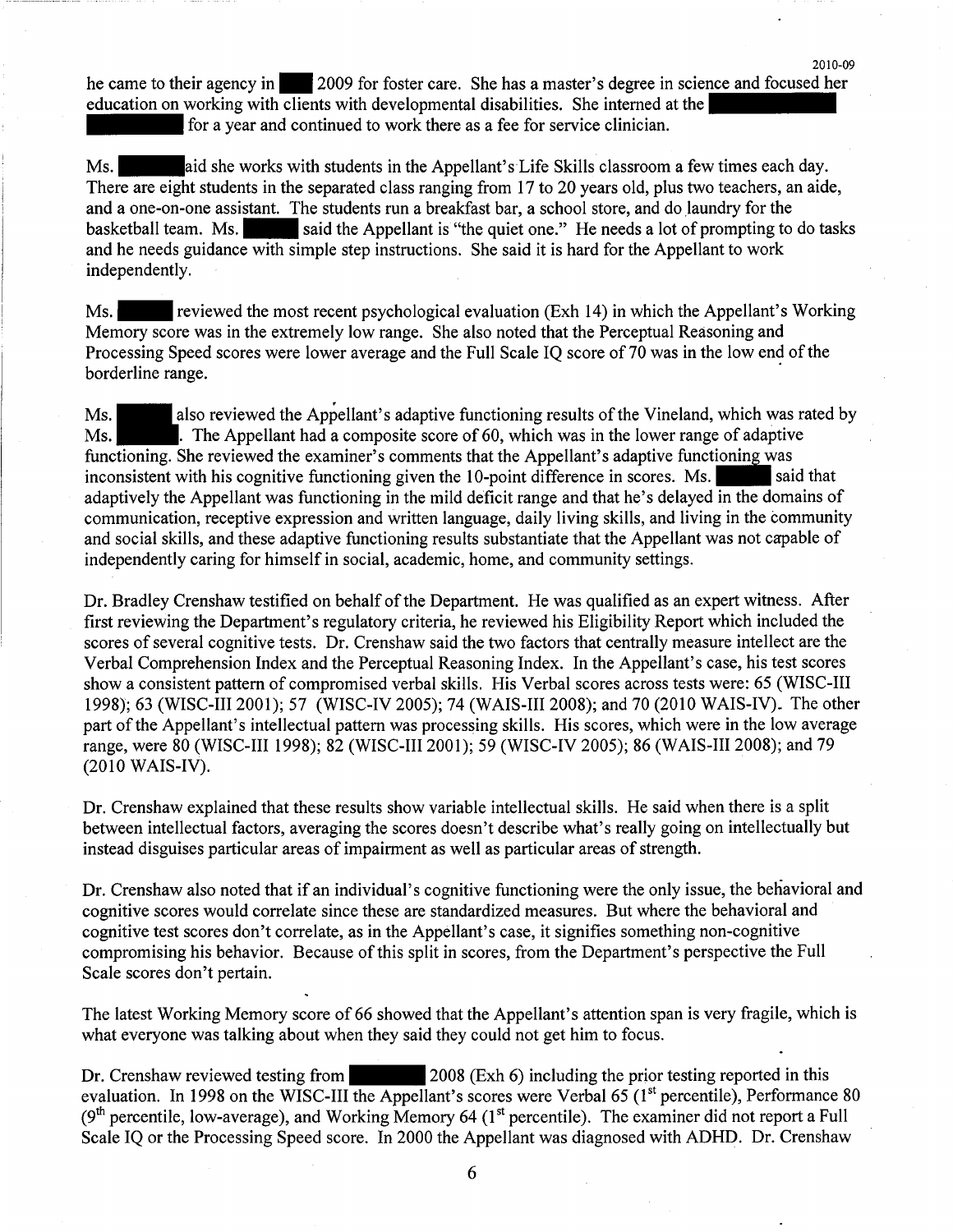he came to their agency in ████ 2009 for foster care. She has a master's degree in science and focused her education on working with clients with developmental disabilities. She interned at the ████████ ████████ for a year and continued to work there as a fee for service clinician.

Ms. ████ said she works with students in the Appellant's Life Skills classroom a few times each day. There are eight students in the separated class ranging from 17 to 20 years old, plus two teachers, an aide, and a one-on-one assistant. The students run a breakfast bar, a school store, and do laundry for the basketball team. Ms. ████ said the Appellant is "the quiet one." He needs a lot of prompting to do tasks and he needs guidance with simple step instructions. She said it is hard for the Appellant to work independently.

Ms. ████ reviewed the most recent psychological evaluation (Exh 14) in which the Appellant's Working Memory score was in the extremely low range. She also noted that the Perceptual Reasoning and Processing Speed scores were lower average and the Full Scale IQ score of 70 was in the low end of the borderline range.

Ms. ████ also reviewed the Appellant's adaptive functioning results of the Vineland, which was rated by Ms. ████. The Appellant had a composite score of 60, which was in the lower range of adaptive functioning. She reviewed the examiner's comments that the Appellant's adaptive functioning was inconsistent with his cognitive functioning given the 10-point difference in scores. Ms. ████ said that adaptively the Appellant was functioning in the mild deficit range and that he's delayed in the domains of communication, receptive expression and written language, daily living skills, and living in the community and social skills, and these adaptive functioning results substantiate that the Appellant was not capable of independently caring for himself in social, academic, home, and community settings.

Dr. Bradley Crenshaw testified on behalf of the Department. He was qualified as an expert witness. After first reviewing the Department's regulatory criteria, he reviewed his Eligibility Report which included the scores of several cognitive tests. Dr. Crenshaw said the two factors that centrally measure intellect are the Verbal Comprehension Index and the Perceptual Reasoning Index. In the Appellant's case, his test scores show a consistent pattern of compromised verbal skills. His Verbal scores across tests were: 65 (WISC-III 1998); 63 (WISC-III 2001); 57 (WISC-IV 2005); 74 (WAIS-III 2008); and 70 (2010 WAIS-IV). The other part of the Appellant's intellectual pattern was processing skills. His scores, which were in the low average range, were 80 (WISC-III 1998); 82 (WISC-III 2001); 59 (WISC-IV 2005); 86 (WAIS-III 2008); and 79 (2010 WAIS-IV).

Dr. Crenshaw explained that these results show variable intellectual skills. He said when there is a split between intellectual factors, averaging the scores doesn't describe what's really going on intellectually but instead disguises particular areas of impairment as well as particular areas of strength.

Dr. Crenshaw also noted that if an individual's cognitive functioning were the only issue, the behavioral and cognitive scores would correlate since these are standardized measures. But where the behavioral and cognitive test scores don't correlate, as in the Appellant's case, it signifies something non-cognitive compromising his behavior. Because of this split in scores, from the Department's perspective the Full Scale scores don't pertain.

The latest Working Memory score of 66 showed that the Appellant's attention span is very fragile, which is what everyone was talking about when they said they could not get him to focus.

Dr. Crenshaw reviewed testing from ████████ 2008 (Exh 6) including the prior testing reported in this evaluation. In 1998 on the WISC-III the Appellant's scores were Verbal 65 (1st percentile), Performance 80 (9th percentile, low-average), and Working Memory 64 (1st percentile). The examiner did not report a Full Scale IQ or the Processing Speed score. In 2000 the Appellant was diagnosed with ADHD. Dr. Crenshaw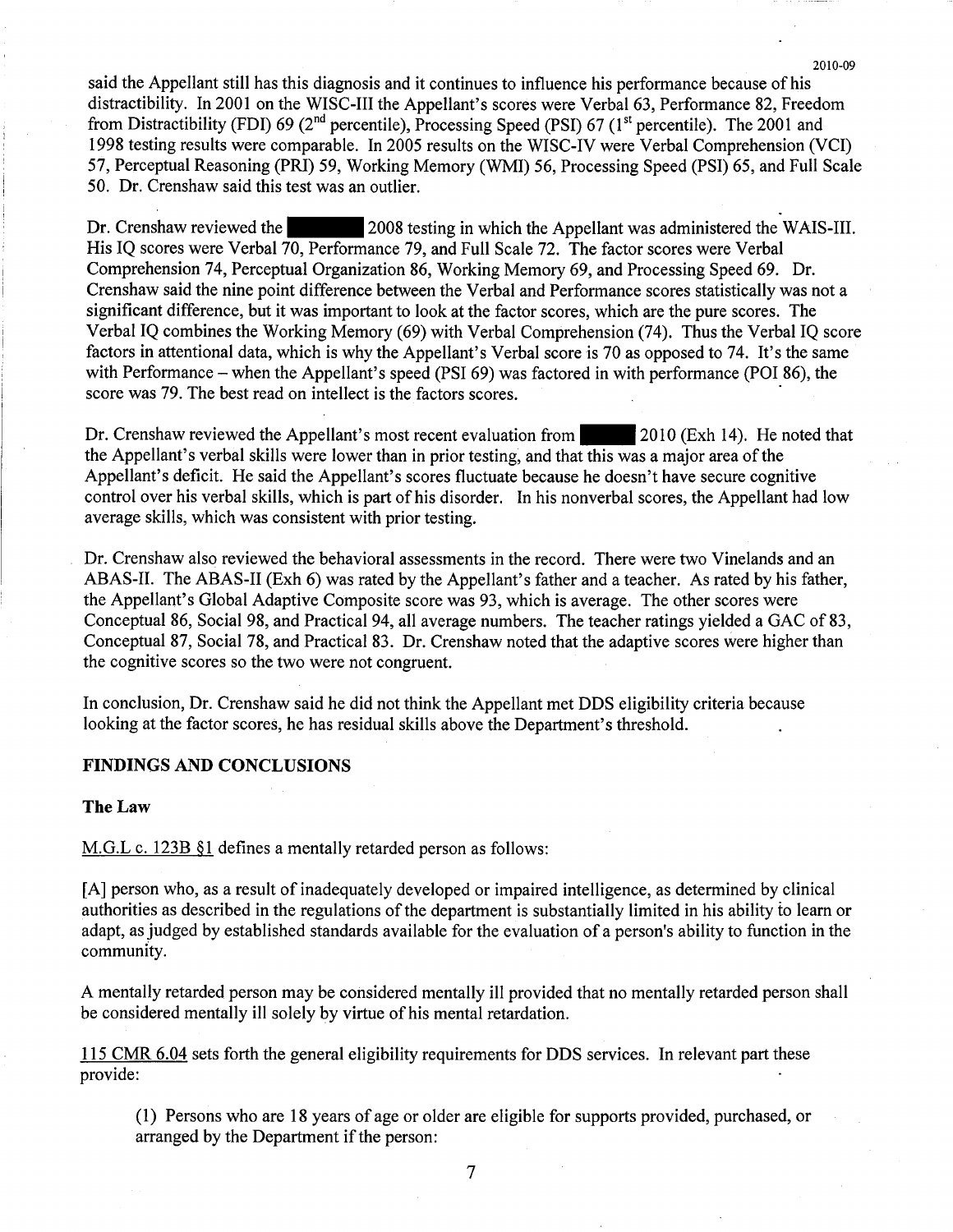said the Appellant still has this diagnosis and it continues to influence his performance because of his distractibility. In 2001 on the WISC-III the Appellant's scores were Verbal 63, Performance 82, Freedom from Distractibility (FDI) 69 (2nd percentile), Processing Speed (PSI) 67 (1st percentile). The 2001 and 1998 testing results were comparable. In 2005 results on the WISC-IV were Verbal Comprehension (VCI) 57, Perceptual Reasoning (PRI) 59, Working Memory (WMI) 56, Processing Speed (PSI) 65, and Full Scale 50. Dr. Crenshaw said this test was an outlier.

Dr. Crenshaw reviewed the ██████ 2008 testing in which the Appellant was administered the WAIS-III. His IQ scores were Verbal 70, Performance 79, and Full Scale 72. The factor scores were Verbal Comprehension 74, Perceptual Organization 86, Working Memory 69, and Processing Speed 69. Dr. Crenshaw said the nine point difference between the Verbal and Performance scores statistically was not a significant difference, but it was important to look at the factor scores, which are the pure scores. The Verbal IQ combines the Working Memory (69) with Verbal Comprehension (74). Thus the Verbal IQ score factors in attentional data, which is why the Appellant's Verbal score is 70 as opposed to 74. It's the same with Performance – when the Appellant's speed (PSI 69) was factored in with performance (POI 86), the score was 79. The best read on intellect is the factors scores.

Dr. Crenshaw reviewed the Appellant's most recent evaluation from ████ 2010 (Exh 14). He noted that the Appellant's verbal skills were lower than in prior testing, and that this was a major area of the Appellant's deficit. He said the Appellant's scores fluctuate because he doesn't have secure cognitive control over his verbal skills, which is part of his disorder. In his nonverbal scores, the Appellant had low average skills, which was consistent with prior testing.

Dr. Crenshaw also reviewed the behavioral assessments in the record. There were two Vinelands and an ABAS-II. The ABAS-II (Exh 6) was rated by the Appellant's father and a teacher. As rated by his father, the Appellant's Global Adaptive Composite score was 93, which is average. The other scores were Conceptual 86, Social 98, and Practical 94, all average numbers. The teacher ratings yielded a GAC of 83, Conceptual 87, Social 78, and Practical 83. Dr. Crenshaw noted that the adaptive scores were higher than the cognitive scores so the two were not congruent.

In conclusion, Dr. Crenshaw said he did not think the Appellant met DDS eligibility criteria because looking at the factor scores, he has residual skills above the Department's threshold.

## FINDINGS AND CONCLUSIONS

### The Law

M.G.L c. 123B §1 defines a mentally retarded person as follows:

[A] person who, as a result of inadequately developed or impaired intelligence, as determined by clinical authorities as described in the regulations of the department is substantially limited in his ability to learn or adapt, as judged by established standards available for the evaluation of a person's ability to function in the community.

A mentally retarded person may be considered mentally ill provided that no mentally retarded person shall be considered mentally ill solely by virtue of his mental retardation.

115 CMR 6.04 sets forth the general eligibility requirements for DDS services. In relevant part these provide:

> (1) Persons who are 18 years of age or older are eligible for supports provided, purchased, or arranged by the Department if the person: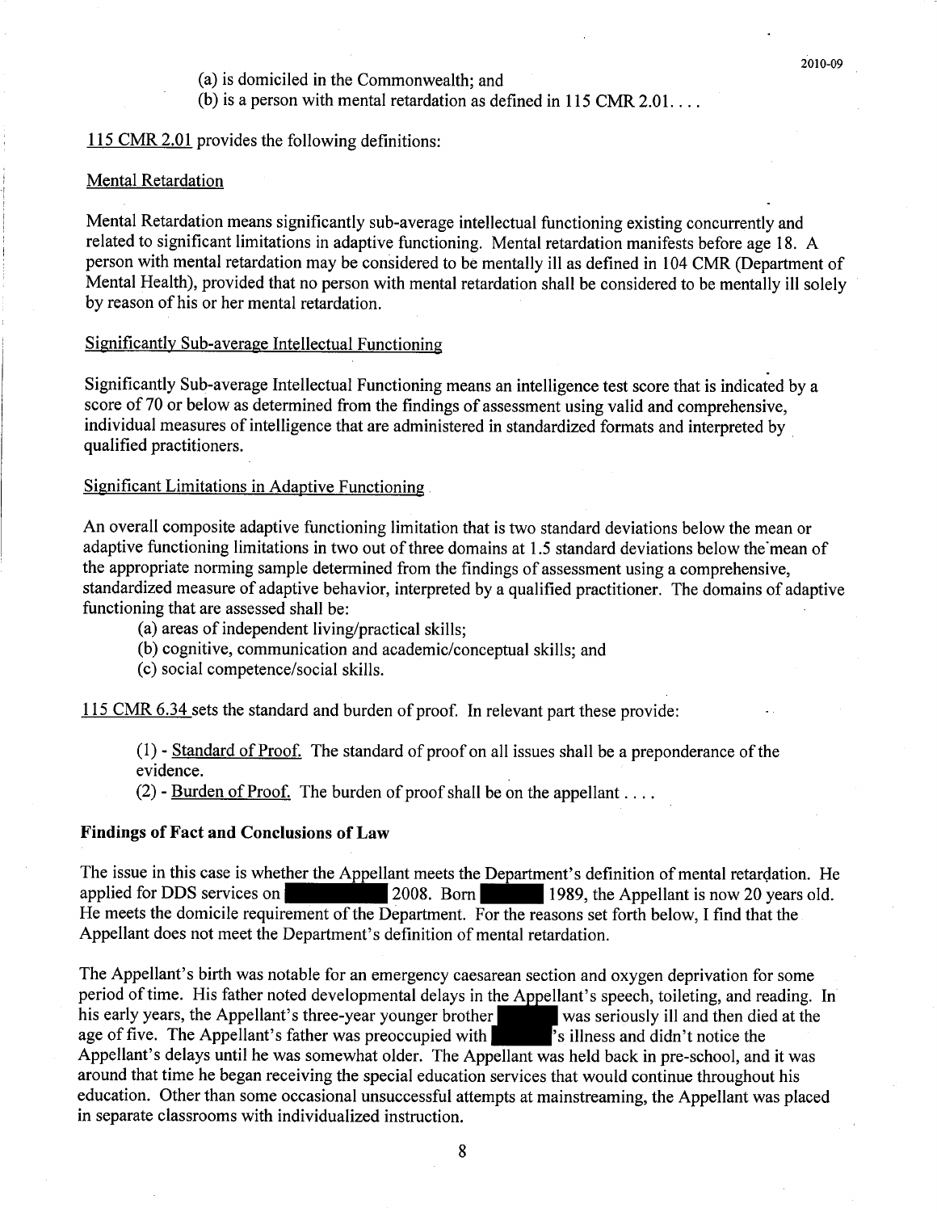(a) is domiciled in the Commonwealth; and

(b) is a person with mental retardation as defined in 115 CMR 2.01. . . .

115 CMR 2.01 provides the following definitions:

Mental Retardation

Mental Retardation means significantly sub-average intellectual functioning existing concurrently and related to significant limitations in adaptive functioning. Mental retardation manifests before age 18. A person with mental retardation may be considered to be mentally ill as defined in 104 CMR (Department of Mental Health), provided that no person with mental retardation shall be considered to be mentally ill solely by reason of his or her mental retardation.

Significantly Sub-average Intellectual Functioning

Significantly Sub-average Intellectual Functioning means an intelligence test score that is indicated by a score of 70 or below as determined from the findings of assessment using valid and comprehensive, individual measures of intelligence that are administered in standardized formats and interpreted by qualified practitioners.

Significant Limitations in Adaptive Functioning

An overall composite adaptive functioning limitation that is two standard deviations below the mean or adaptive functioning limitations in two out of three domains at 1.5 standard deviations below the mean of the appropriate norming sample determined from the findings of assessment using a comprehensive, standardized measure of adaptive behavior, interpreted by a qualified practitioner. The domains of adaptive functioning that are assessed shall be:

(a) areas of independent living/practical skills;

(b) cognitive, communication and academic/conceptual skills; and

(c) social competence/social skills.

115 CMR 6.34 sets the standard and burden of proof. In relevant part these provide:

(1) - Standard of Proof. The standard of proof on all issues shall be a preponderance of the evidence.

(2) - Burden of Proof. The burden of proof shall be on the appellant . . . .

**Findings of Fact and Conclusions of Law**

The issue in this case is whether the Appellant meets the Department's definition of mental retardation. He applied for DDS services on [REDACTED] 2008. Born [REDACTED] 1989, the Appellant is now 20 years old. He meets the domicile requirement of the Department. For the reasons set forth below, I find that the Appellant does not meet the Department's definition of mental retardation.

The Appellant's birth was notable for an emergency caesarean section and oxygen deprivation for some period of time. His father noted developmental delays in the Appellant's speech, toileting, and reading. In his early years, the Appellant's three-year younger brother [REDACTED] was seriously ill and then died at the age of five. The Appellant's father was preoccupied with [REDACTED]'s illness and didn't notice the Appellant's delays until he was somewhat older. The Appellant was held back in pre-school, and it was around that time he began receiving the special education services that would continue throughout his education. Other than some occasional unsuccessful attempts at mainstreaming, the Appellant was placed in separate classrooms with individualized instruction.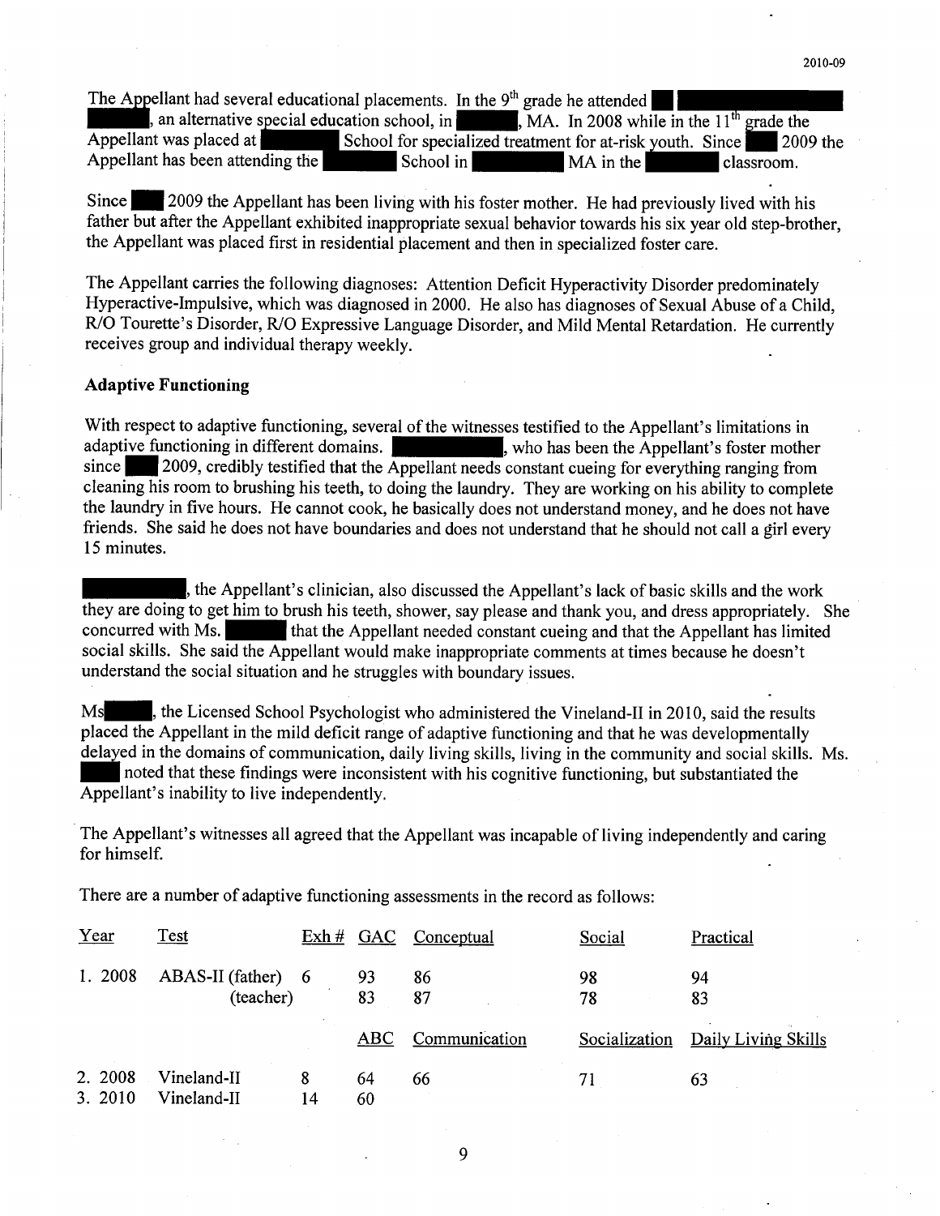The Appellant had several educational placements. In the 9th grade he attended , an alternative special education school, in , MA. In 2008 while in the 11th grade the Appellant was placed at School for specialized treatment for at-risk youth. Since 2009 the Appellant has been attending the School in MA in the classroom.

Since 2009 the Appellant has been living with his foster mother. He had previously lived with his father but after the Appellant exhibited inappropriate sexual behavior towards his six year old step-brother, the Appellant was placed first in residential placement and then in specialized foster care.

The Appellant carries the following diagnoses: Attention Deficit Hyperactivity Disorder predominately Hyperactive-Impulsive, which was diagnosed in 2000. He also has diagnoses of Sexual Abuse of a Child, R/O Tourette's Disorder, R/O Expressive Language Disorder, and Mild Mental Retardation. He currently receives group and individual therapy weekly.

**Adaptive Functioning**

With respect to adaptive functioning, several of the witnesses testified to the Appellant's limitations in adaptive functioning in different domains. , who has been the Appellant's foster mother since 2009, credibly testified that the Appellant needs constant cueing for everything ranging from cleaning his room to brushing his teeth, to doing the laundry. They are working on his ability to complete the laundry in five hours. He cannot cook, he basically does not understand money, and he does not have friends. She said he does not have boundaries and does not understand that he should not call a girl every 15 minutes.

, the Appellant's clinician, also discussed the Appellant's lack of basic skills and the work they are doing to get him to brush his teeth, shower, say please and thank you, and dress appropriately. She concurred with Ms. that the Appellant needed constant cueing and that the Appellant has limited social skills. She said the Appellant would make inappropriate comments at times because he doesn't understand the social situation and he struggles with boundary issues.

Ms , the Licensed School Psychologist who administered the Vineland-II in 2010, said the results placed the Appellant in the mild deficit range of adaptive functioning and that he was developmentally delayed in the domains of communication, daily living skills, living in the community and social skills. Ms. noted that these findings were inconsistent with his cognitive functioning, but substantiated the Appellant's inability to live independently.

The Appellant's witnesses all agreed that the Appellant was incapable of living independently and caring for himself.

There are a number of adaptive functioning assessments in the record as follows:

| Year | Test | Exh # | GAC | Conceptual | Social | Practical |
|---|---|---|---|---|---|---|
| 1. 2008 | ABAS-II (father) | 6 | 93 | 86 | 98 | 94 |
| | (teacher) | | 83 | 87 | 78 | 83 |
| | | | ABC | Communication | Socialization | Daily Living Skills |
| 2. 2008 | Vineland-II | 8 | 64 | 66 | 71 | 63 |
| 3. 2010 | Vineland-II | 14 | 60 | | | |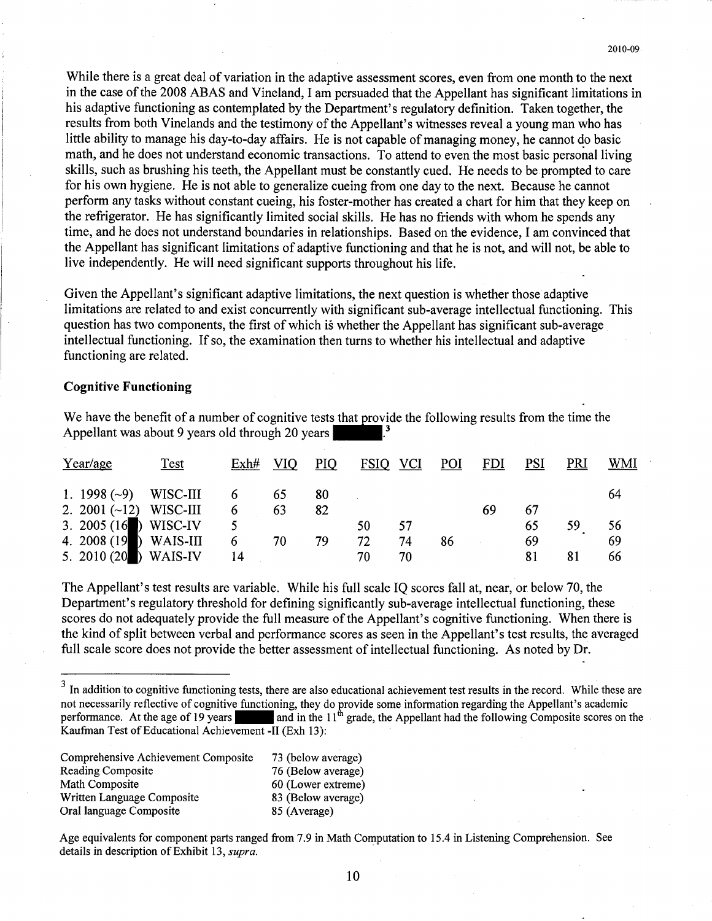While there is a great deal of variation in the adaptive assessment scores, even from one month to the next in the case of the 2008 ABAS and Vineland, I am persuaded that the Appellant has significant limitations in his adaptive functioning as contemplated by the Department's regulatory definition. Taken together, the results from both Vinelands and the testimony of the Appellant's witnesses reveal a young man who has little ability to manage his day-to-day affairs. He is not capable of managing money, he cannot do basic math, and he does not understand economic transactions. To attend to even the most basic personal living skills, such as brushing his teeth, the Appellant must be constantly cued. He needs to be prompted to care for his own hygiene. He is not able to generalize cueing from one day to the next. Because he cannot perform any tasks without constant cueing, his foster-mother has created a chart for him that they keep on the refrigerator. He has significantly limited social skills. He has no friends with whom he spends any time, and he does not understand boundaries in relationships. Based on the evidence, I am convinced that the Appellant has significant limitations of adaptive functioning and that he is not, and will not, be able to live independently. He will need significant supports throughout his life.

Given the Appellant's significant adaptive limitations, the next question is whether those adaptive limitations are related to and exist concurrently with significant sub-average intellectual functioning. This question has two components, the first of which is whether the Appellant has significant sub-average intellectual functioning. If so, the examination then turns to whether his intellectual and adaptive functioning are related.

**Cognitive Functioning**

We have the benefit of a number of cognitive tests that provide the following results from the time the Appellant was about 9 years old through 20 years ███.[3]

| Year/age | Test | Exh# | VIQ | PIQ | FSIQ | VCI | POI | FDI | PSI | PRI | WMI |
|---|---|---|---|---|---|---|---|---|---|---|---|
| 1. 1998 (~9) | WISC-III | 6 | 65 | 80 | | | | | | | 64 |
| 2. 2001 (~12) | WISC-III | 6 | 63 | 82 | | | | 69 | 67 | | |
| 3. 2005 (16█) | WISC-IV | 5 | | | 50 | 57 | | | 65 | 59 | 56 |
| 4. 2008 (19█) | WAIS-III | 6 | 70 | 79 | 72 | 74 | 86 | | 69 | | 69 |
| 5. 2010 (20█) | WAIS-IV | 14 | | | 70 | 70 | | | 81 | 81 | 66 |

The Appellant's test results are variable. While his full scale IQ scores fall at, near, or below 70, the Department's regulatory threshold for defining significantly sub-average intellectual functioning, these scores do not adequately provide the full measure of the Appellant's cognitive functioning. When there is the kind of split between verbal and performance scores as seen in the Appellant's test results, the averaged full scale score does not provide the better assessment of intellectual functioning. As noted by Dr.

---

[3] In addition to cognitive functioning tests, there are also educational achievement test results in the record. While these are not necessarily reflective of cognitive functioning, they do provide some information regarding the Appellant's academic performance. At the age of 19 years ███ and in the 11th grade, the Appellant had the following Composite scores on the Kaufman Test of Educational Achievement -II (Exh 13):

| | |
|---|---|
| Comprehensive Achievement Composite | 73 (below average) |
| Reading Composite | 76 (Below average) |
| Math Composite | 60 (Lower extreme) |
| Written Language Composite | 83 (Below average) |
| Oral language Composite | 85 (Average) |

Age equivalents for component parts ranged from 7.9 in Math Computation to 15.4 in Listening Comprehension. See details in description of Exhibit 13, *supra*.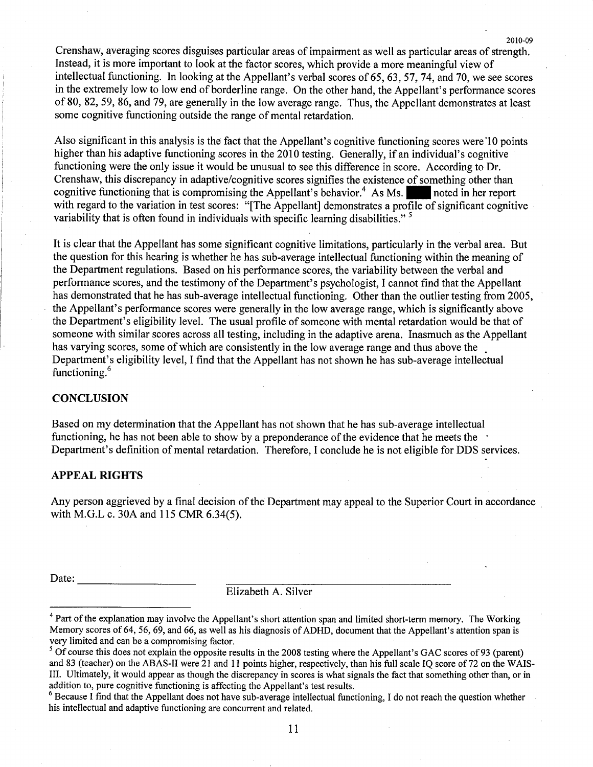Crenshaw, averaging scores disguises particular areas of impairment as well as particular areas of strength. Instead, it is more important to look at the factor scores, which provide a more meaningful view of intellectual functioning. In looking at the Appellant's verbal scores of 65, 63, 57, 74, and 70, we see scores in the extremely low to low end of borderline range. On the other hand, the Appellant's performance scores of 80, 82, 59, 86, and 79, are generally in the low average range. Thus, the Appellant demonstrates at least some cognitive functioning outside the range of mental retardation.

Also significant in this analysis is the fact that the Appellant's cognitive functioning scores were 10 points higher than his adaptive functioning scores in the 2010 testing. Generally, if an individual's cognitive functioning were the only issue it would be unusual to see this difference in score. According to Dr. Crenshaw, this discrepancy in adaptive/cognitive scores signifies the existence of something other than cognitive functioning that is compromising the Appellant's behavior.[4] As Ms. ████ noted in her report with regard to the variation in test scores: "[The Appellant] demonstrates a profile of significant cognitive variability that is often found in individuals with specific learning disabilities." [5]

It is clear that the Appellant has some significant cognitive limitations, particularly in the verbal area. But the question for this hearing is whether he has sub-average intellectual functioning within the meaning of the Department regulations. Based on his performance scores, the variability between the verbal and performance scores, and the testimony of the Department's psychologist, I cannot find that the Appellant has demonstrated that he has sub-average intellectual functioning. Other than the outlier testing from 2005, the Appellant's performance scores were generally in the low average range, which is significantly above the Department's eligibility level. The usual profile of someone with mental retardation would be that of someone with similar scores across all testing, including in the adaptive arena. Inasmuch as the Appellant has varying scores, some of which are consistently in the low average range and thus above the Department's eligibility level, I find that the Appellant has not shown he has sub-average intellectual functioning.[6]

## CONCLUSION

Based on my determination that the Appellant has not shown that he has sub-average intellectual functioning, he has not been able to show by a preponderance of the evidence that he meets the Department's definition of mental retardation. Therefore, I conclude he is not eligible for DDS services.

## APPEAL RIGHTS

Any person aggrieved by a final decision of the Department may appeal to the Superior Court in accordance with M.G.L c. 30A and 115 CMR 6.34(5).

Date: ____________________

Elizabeth A. Silver

---

[4] Part of the explanation may involve the Appellant's short attention span and limited short-term memory. The Working Memory scores of 64, 56, 69, and 66, as well as his diagnosis of ADHD, document that the Appellant's attention span is very limited and can be a compromising factor.

[5] Of course this does not explain the opposite results in the 2008 testing where the Appellant's GAC scores of 93 (parent) and 83 (teacher) on the ABAS-II were 21 and 11 points higher, respectively, than his full scale IQ score of 72 on the WAIS-III. Ultimately, it would appear as though the discrepancy in scores is what signals the fact that something other than, or in addition to, pure cognitive functioning is affecting the Appellant's test results.

[6] Because I find that the Appellant does not have sub-average intellectual functioning, I do not reach the question whether his intellectual and adaptive functioning are concurrent and related.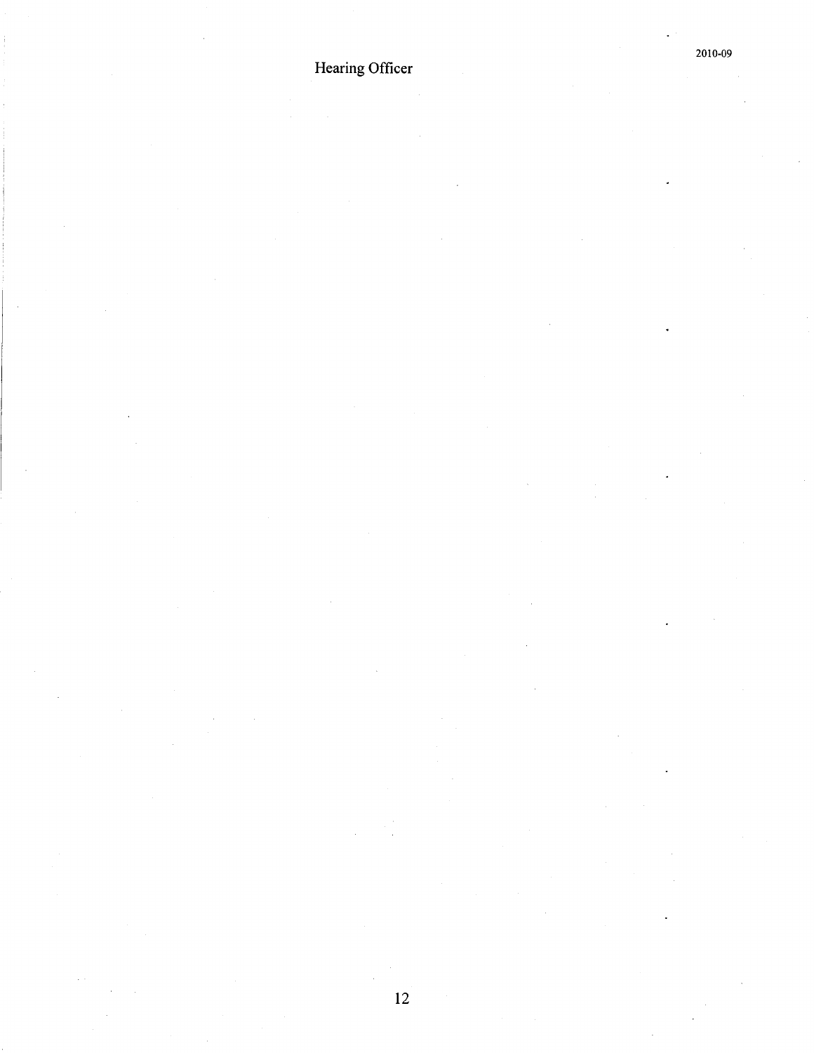# Hearing Officer